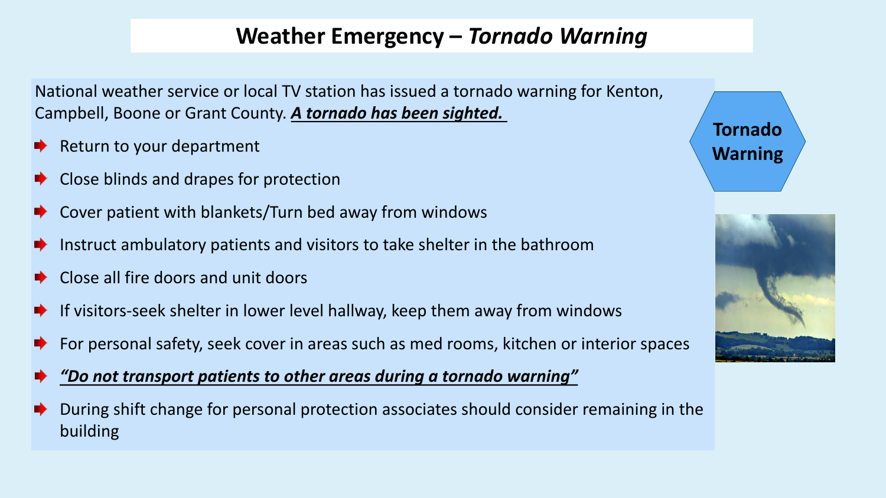# Weather Emergency – *Tornado Warning*

National weather service or local TV station has issued a tornado warning for Kenton, Campbell, Boone or Grant County. ***A tornado has been sighted.***

- Return to your department
- Close blinds and drapes for protection
- Cover patient with blankets/Turn bed away from windows
- Instruct ambulatory patients and visitors to take shelter in the bathroom
- Close all fire doors and unit doors
- If visitors-seek shelter in lower level hallway, keep them away from windows
- For personal safety, seek cover in areas such as med rooms, kitchen or interior spaces
- ***"Do not transport patients to other areas during a tornado warning"***
- During shift change for personal protection associates should consider remaining in the building

**Tornado Warning**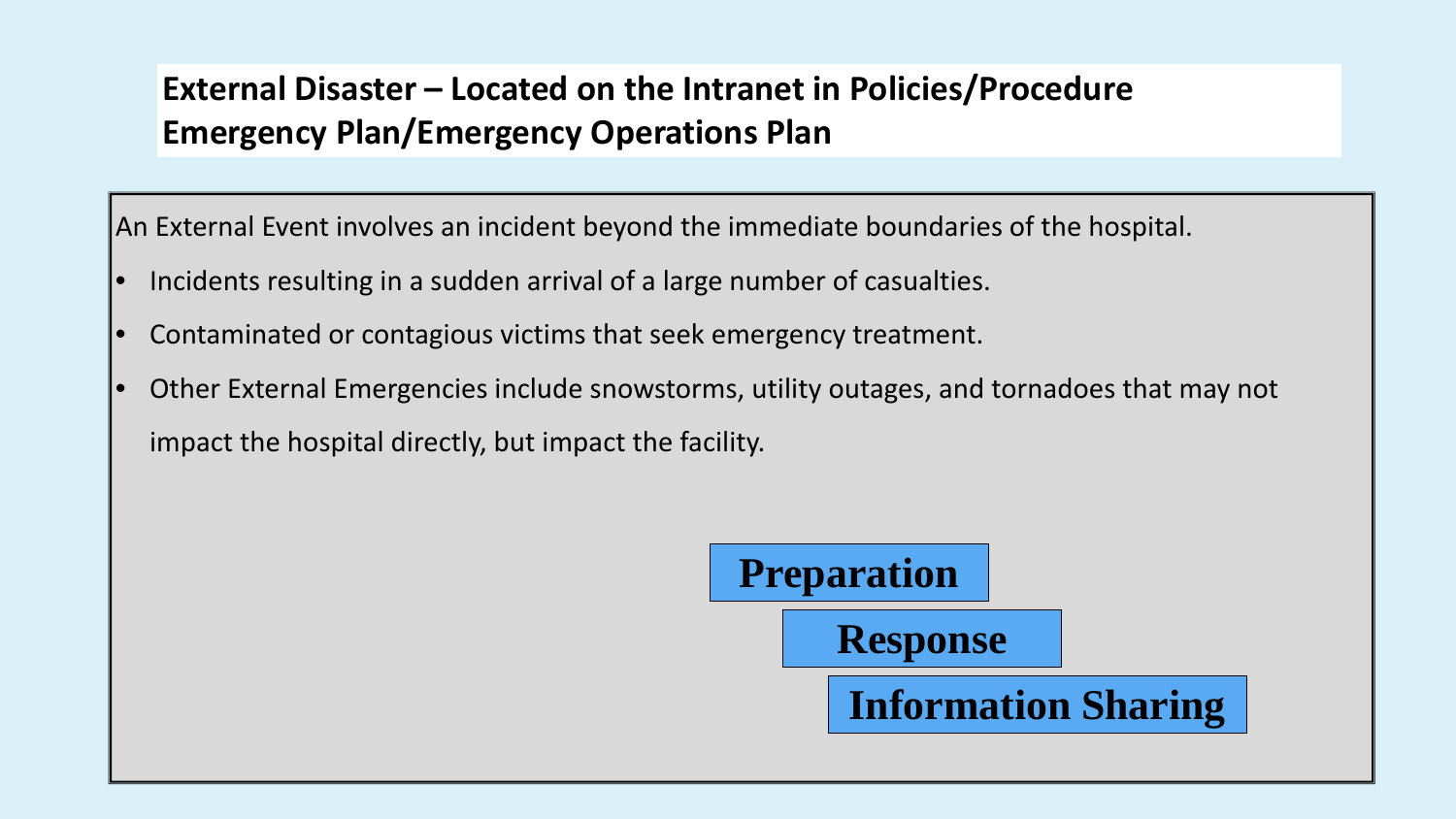## External Disaster – Located on the Intranet in Policies/Procedure Emergency Plan/Emergency Operations Plan

An External Event involves an incident beyond the immediate boundaries of the hospital.

- Incidents resulting in a sudden arrival of a large number of casualties.
- Contaminated or contagious victims that seek emergency treatment.
- Other External Emergencies include snowstorms, utility outages, and tornadoes that may not impact the hospital directly, but impact the facility.

**Preparation**

**Response**

**Information Sharing**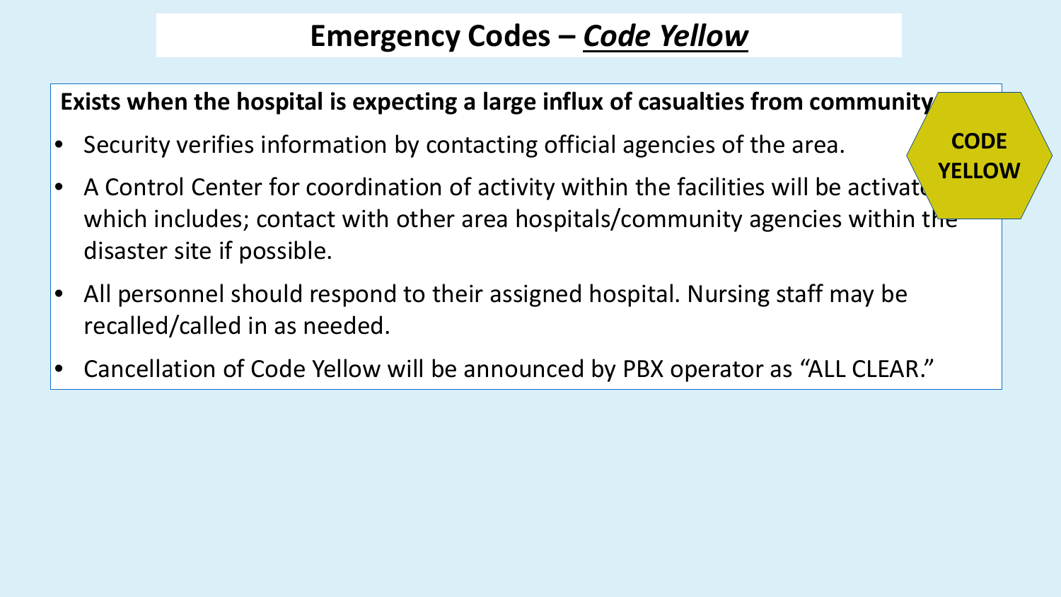# Emergency Codes – ***Code Yellow***

**CODE YELLOW**

**Exists when the hospital is expecting a large influx of casualties from community**

- Security verifies information by contacting official agencies of the area.
- A Control Center for coordination of activity within the facilities will be activated which includes; contact with other area hospitals/community agencies within the disaster site if possible.
- All personnel should respond to their assigned hospital. Nursing staff may be recalled/called in as needed.
- Cancellation of Code Yellow will be announced by PBX operator as "ALL CLEAR."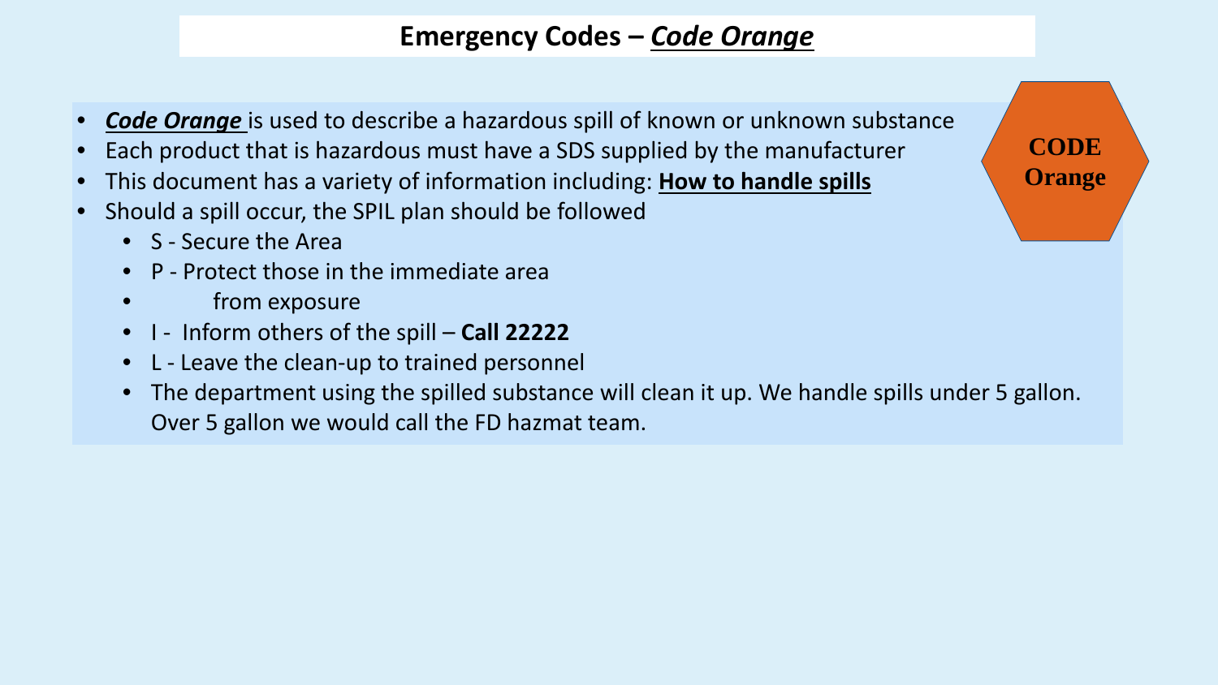# Emergency Codes – ***Code Orange***

**CODE Orange**

- ***Code Orange*** is used to describe a hazardous spill of known or unknown substance
- Each product that is hazardous must have a SDS supplied by the manufacturer
- This document has a variety of information including: **How to handle spills**
- Should a spill occur, the SPIL plan should be followed
  - S - Secure the Area
  - P - Protect those in the immediate area
  - from exposure
  - I - Inform others of the spill – **Call 22222**
  - L - Leave the clean-up to trained personnel
  - The department using the spilled substance will clean it up. We handle spills under 5 gallon. Over 5 gallon we would call the FD hazmat team.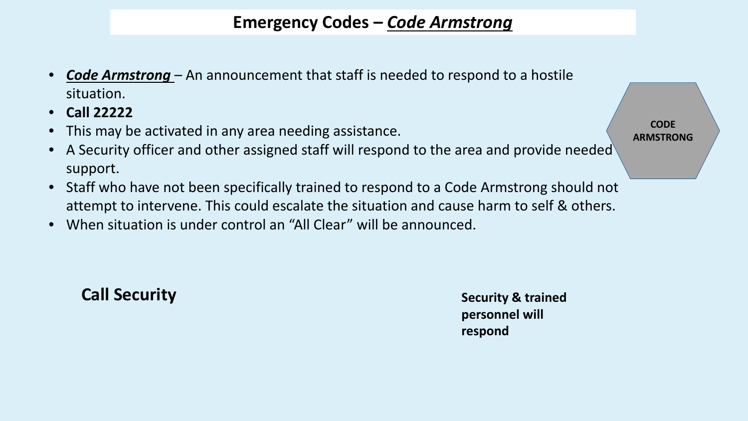# Emergency Codes – ***Code Armstrong***

- ***Code Armstrong*** – An announcement that staff is needed to respond to a hostile situation.
- **Call 22222**
- This may be activated in any area needing assistance.
- A Security officer and other assigned staff will respond to the area and provide needed support.
- Staff who have not been specifically trained to respond to a Code Armstrong should not attempt to intervene. This could escalate the situation and cause harm to self & others.
- When situation is under control an “All Clear” will be announced.

**CODE ARMSTRONG**

**Call Security**

**Security & trained personnel will respond**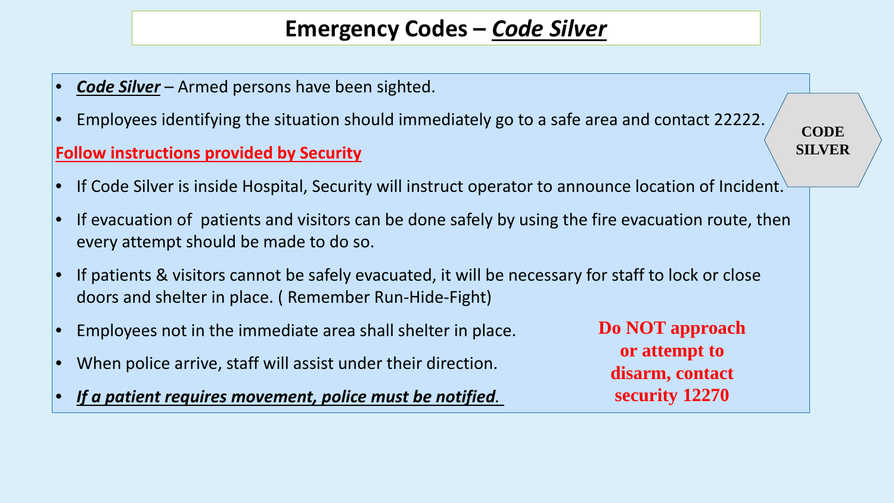# Emergency Codes – ***Code Silver***

- ***Code Silver*** – Armed persons have been sighted.
- Employees identifying the situation should immediately go to a safe area and contact 22222.

**CODE SILVER**

**Follow instructions provided by Security**

- If Code Silver is inside Hospital, Security will instruct operator to announce location of Incident.
- If evacuation of patients and visitors can be done safely by using the fire evacuation route, then every attempt should be made to do so.
- If patients & visitors cannot be safely evacuated, it will be necessary for staff to lock or close doors and shelter in place. ( Remember Run-Hide-Fight)
- Employees not in the immediate area shall shelter in place.
- When police arrive, staff will assist under their direction.
- ***If a patient requires movement, police must be notified.***

**Do NOT approach or attempt to disarm, contact security 12270**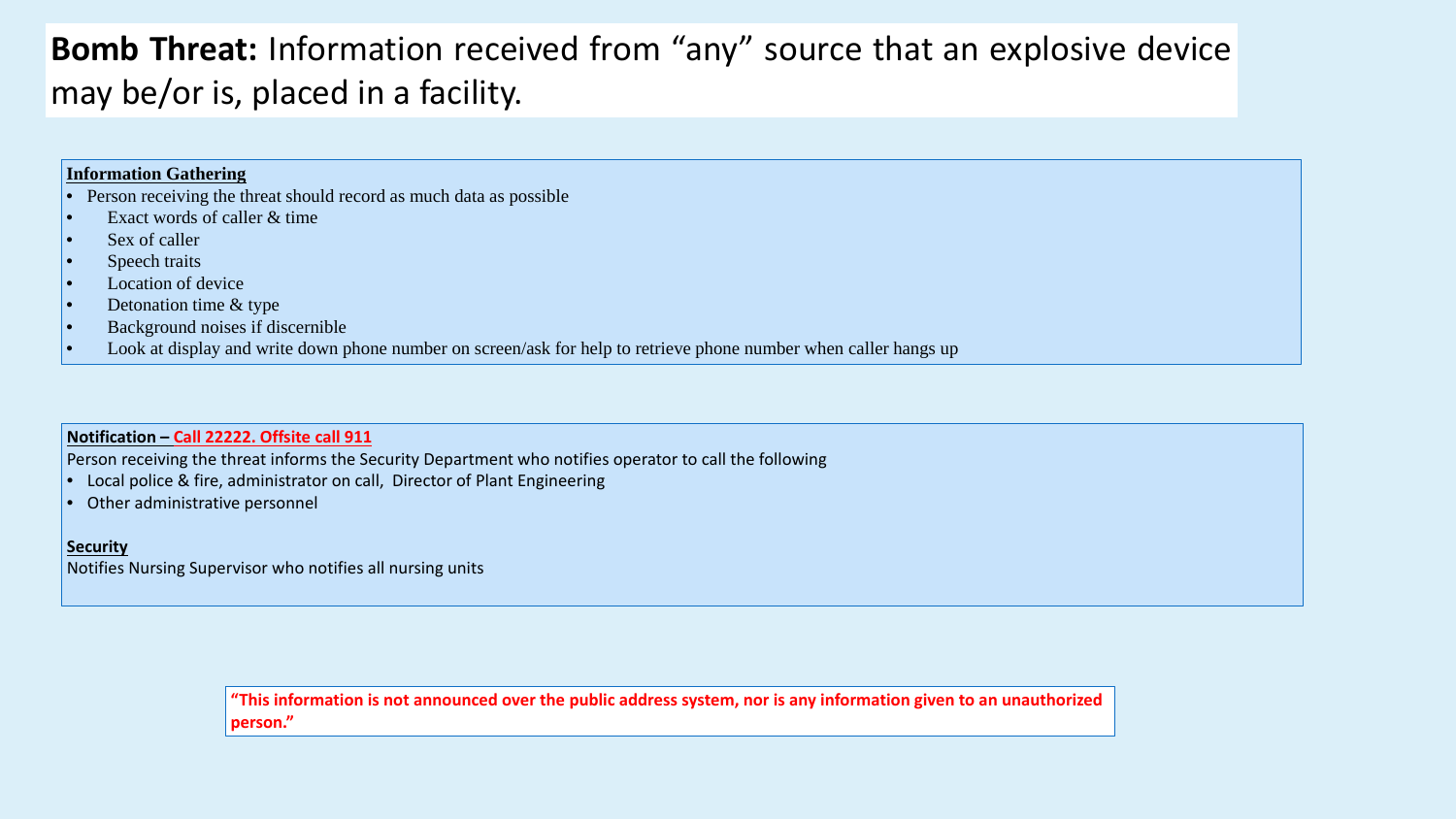# **Bomb Threat:** Information received from "any" source that an explosive device may be/or is, placed in a facility.

**Information Gathering**

- Person receiving the threat should record as much data as possible
- Exact words of caller & time
- Sex of caller
- Speech traits
- Location of device
- Detonation time & type
- Background noises if discernible
- Look at display and write down phone number on screen/ask for help to retrieve phone number when caller hangs up

**Notification – Call 22222. Offsite call 911**

Person receiving the threat informs the Security Department who notifies operator to call the following

- Local police & fire, administrator on call, Director of Plant Engineering
- Other administrative personnel

**Security**

Notifies Nursing Supervisor who notifies all nursing units

**"This information is not announced over the public address system, nor is any information given to an unauthorized person."**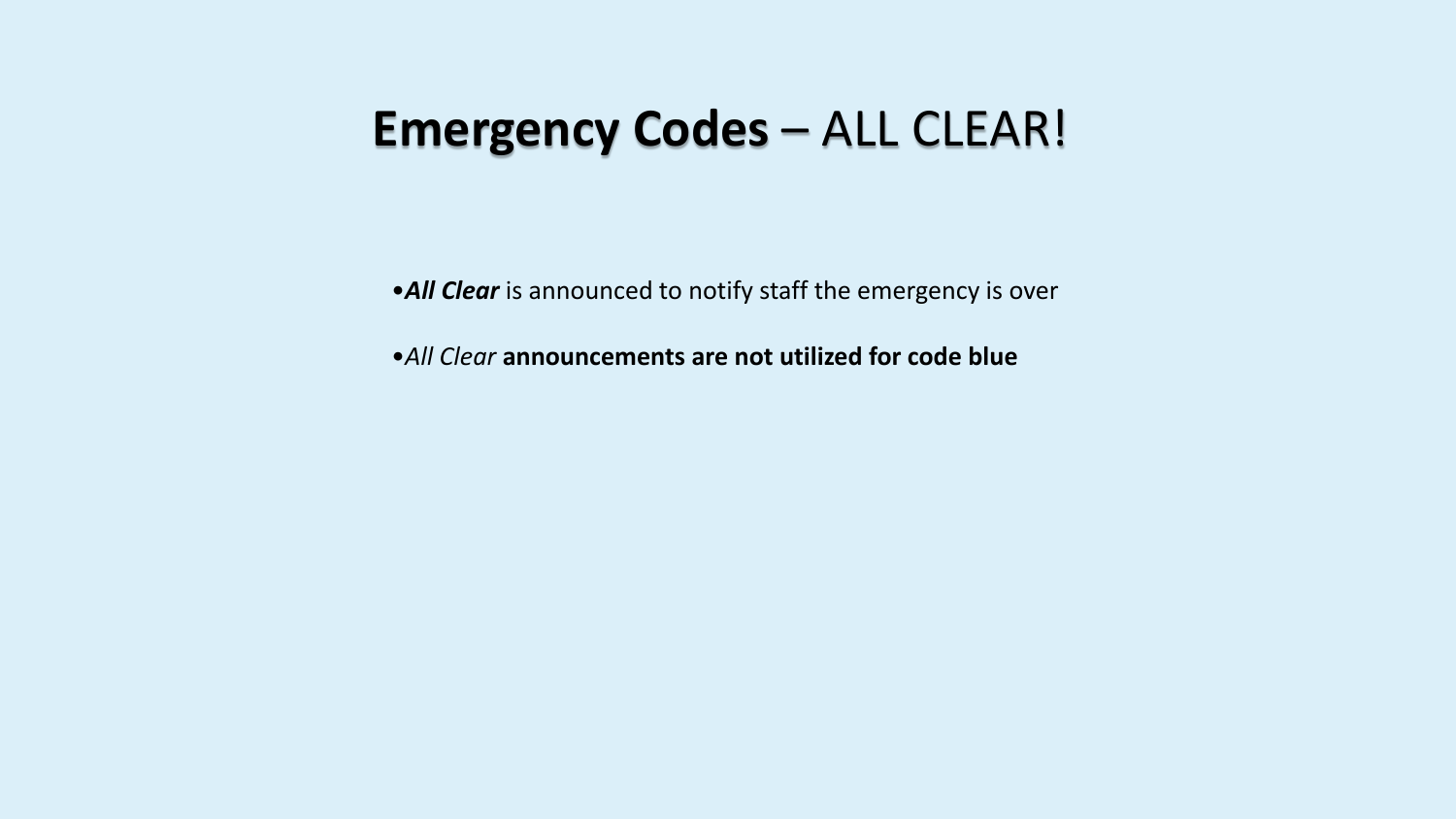# **Emergency Codes** – ALL CLEAR!

- ***All Clear*** is announced to notify staff the emergency is over
- *All Clear* **announcements are not utilized for code blue**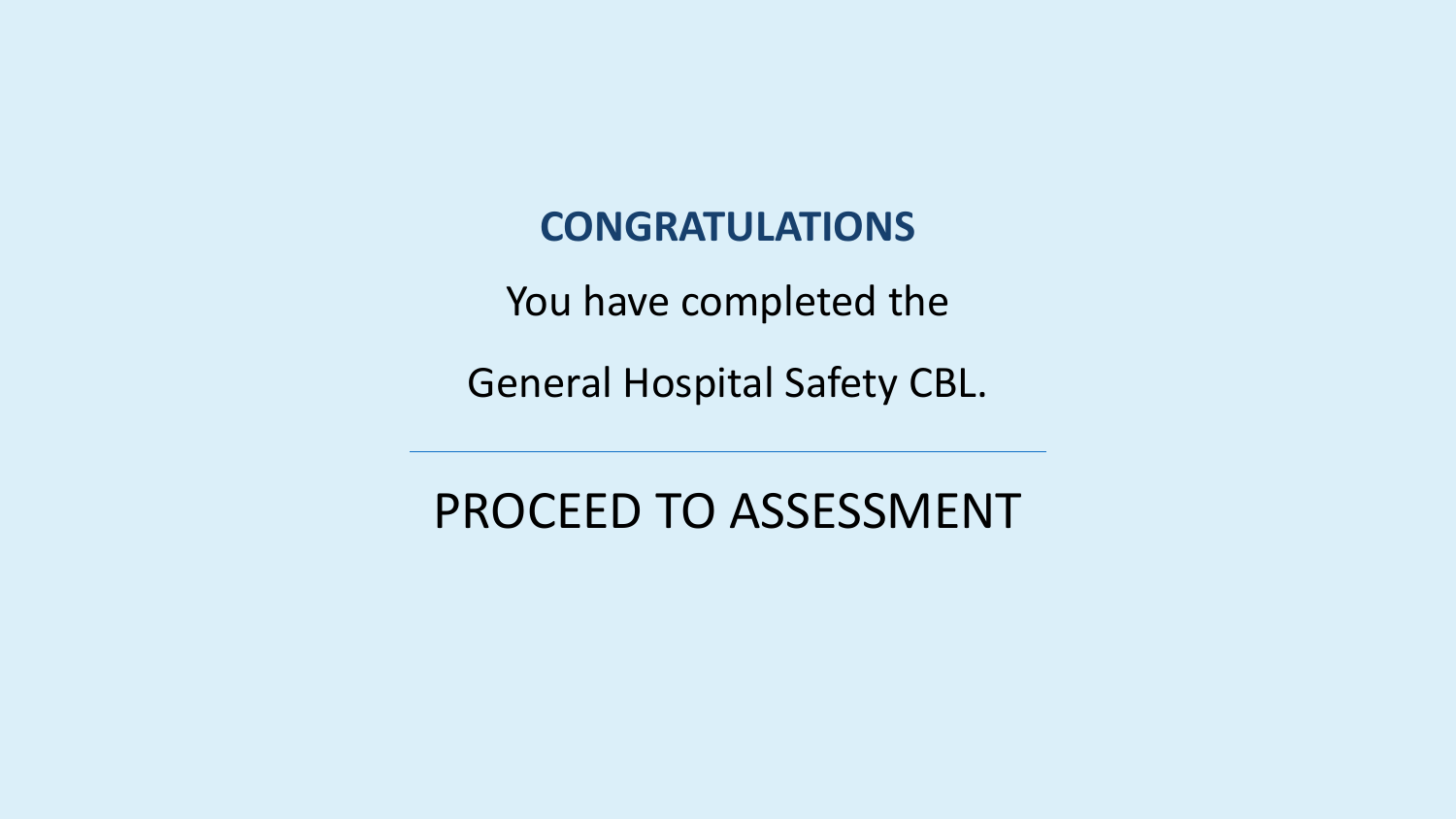**CONGRATULATIONS**

You have completed the

General Hospital Safety CBL.

---

PROCEED TO ASSESSMENT